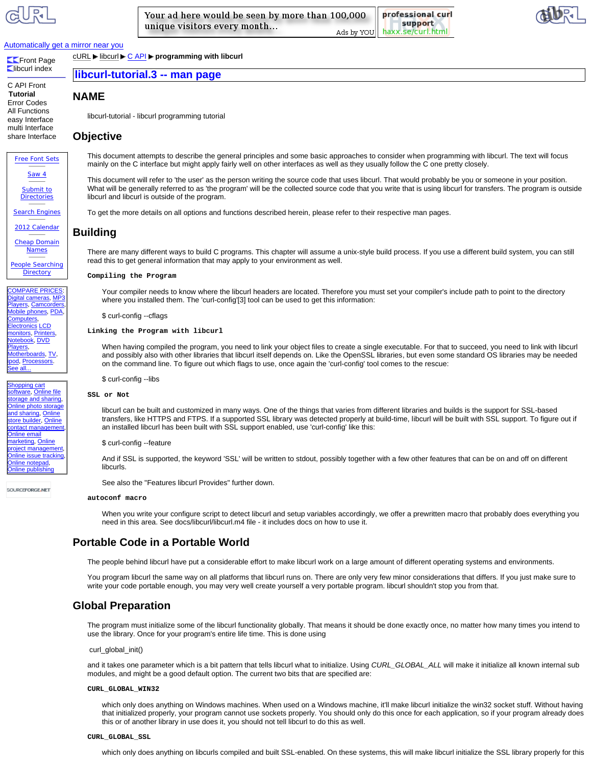cURL ▶ libcurl ▶ C API ▶ programming with libcurl

# libcurl-tutorial.3 -- man page

## NAME

libcurl-tutorial - libcurl programming tutorial

## Objective

This document attempts to describe the general principles and some basic approaches to consider when programming with libcurl. The text will focus mainly on the C interface but might apply fairly well on other interfaces as well as they usually follow the C one pretty closely.

This document will refer to 'the user' as the person writing the source code that uses libcurl. That would probably be you or someone in your position. What will be generally referred to as 'the program' will be the collected source code that you write that is using libcurl for transfers. The program is outside libcurl and libcurl is outside of the program.

To get the more details on all options and functions described herein, please refer to their respective man pages.

## Building

There are many different ways to build C programs. This chapter will assume a unix-style build process. If you use a different build system, you can still read this to get general information that may apply to your environment as well.

**Compiling the Program**

Your compiler needs to know where the libcurl headers are located. Therefore you must set your compiler's include path to point to the directory where you installed them. The 'curl-config'[3] tool can be used to get this information:

$ curl-config --cflags

**Linking the Program with libcurl**

When having compiled the program, you need to link your object files to create a single executable. For that to succeed, you need to link with libcurl and possibly also with other libraries that libcurl itself depends on. Like the OpenSSL libraries, but even some standard OS libraries may be needed on the command line. To figure out which flags to use, once again the 'curl-config' tool comes to the rescue:

$ curl-config --libs

**SSL or Not**

libcurl can be built and customized in many ways. One of the things that varies from different libraries and builds is the support for SSL-based transfers, like HTTPS and FTPS. If a supported SSL library was detected properly at build-time, libcurl will be built with SSL support. To figure out if an installed libcurl has been built with SSL support enabled, use 'curl-config' like this:

$ curl-config --feature

And if SSL is supported, the keyword 'SSL' will be written to stdout, possibly together with a few other features that can be on and off on different libcurls.

See also the "Features libcurl Provides" further down.

**autoconf macro**

When you write your configure script to detect libcurl and setup variables accordingly, we offer a prewritten macro that probably does everything you need in this area. See docs/libcurl/libcurl.m4 file - it includes docs on how to use it.

## Portable Code in a Portable World

The people behind libcurl have put a considerable effort to make libcurl work on a large amount of different operating systems and environments.

You program libcurl the same way on all platforms that libcurl runs on. There are only very few minor considerations that differs. If you just make sure to write your code portable enough, you may very well create yourself a very portable program. libcurl shouldn't stop you from that.

## Global Preparation

The program must initialize some of the libcurl functionality globally. That means it should be done exactly once, no matter how many times you intend to use the library. Once for your program's entire life time. This is done using

curl_global_init()

and it takes one parameter which is a bit pattern that tells libcurl what to initialize. Using *CURL_GLOBAL_ALL* will make it initialize all known internal sub modules, and might be a good default option. The current two bits that are specified are:

**CURL_GLOBAL_WIN32**

which only does anything on Windows machines. When used on a Windows machine, it'll make libcurl initialize the win32 socket stuff. Without having that initialized properly, your program cannot use sockets properly. You should only do this once for each application, so if your program already does this or of another library in use does it, you should not tell libcurl to do this as well.

**CURL_GLOBAL_SSL**

which only does anything on libcurls compiled and built SSL-enabled. On these systems, this will make libcurl initialize the SSL library properly for this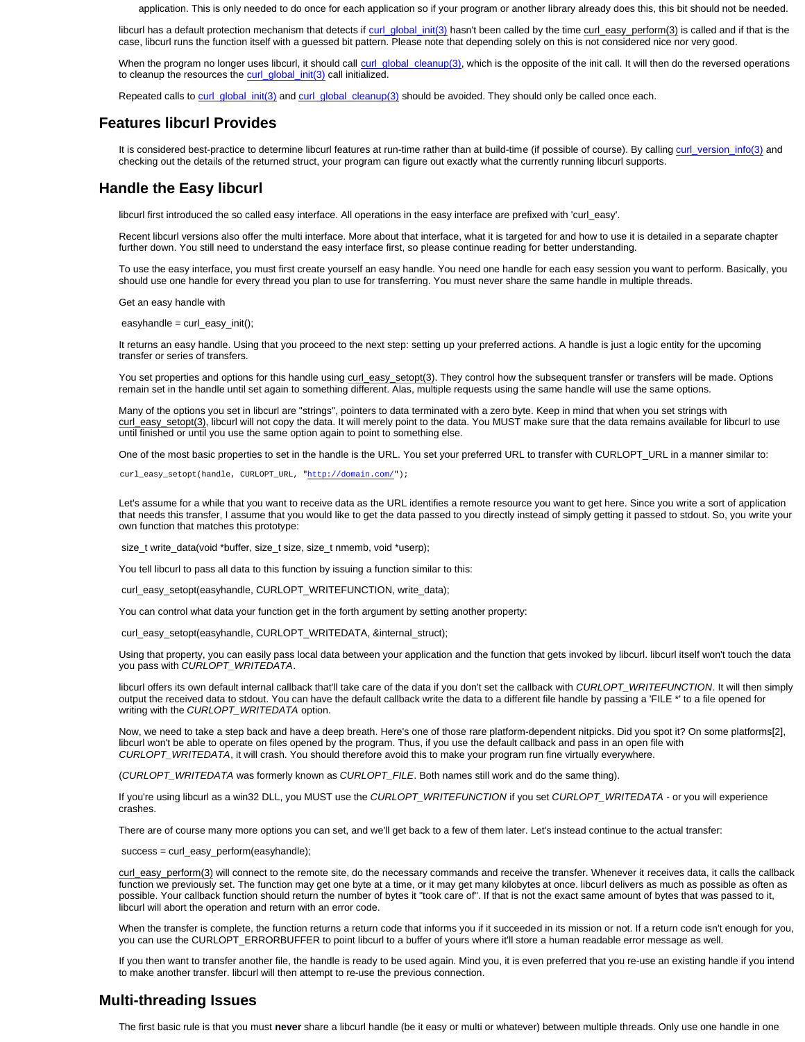application. This is only needed to do once for each application so if your program or another library already does this, this bit should not be needed.

libcurl has a default protection mechanism that detects if curl_global_init(3) hasn't been called by the time curl_easy_perform(3) is called and if that is the case, libcurl runs the function itself with a guessed bit pattern. Please note that depending solely on this is not considered nice nor very good.

When the program no longer uses libcurl, it should call curl_global_cleanup(3), which is the opposite of the init call. It will then do the reversed operations to cleanup the resources the curl_global_init(3) call initialized.

Repeated calls to curl_global_init(3) and curl_global_cleanup(3) should be avoided. They should only be called once each.

## Features libcurl Provides

It is considered best-practice to determine libcurl features at run-time rather than at build-time (if possible of course). By calling curl_version_info(3) and checking out the details of the returned struct, your program can figure out exactly what the currently running libcurl supports.

## Handle the Easy libcurl

libcurl first introduced the so called easy interface. All operations in the easy interface are prefixed with 'curl_easy'.

Recent libcurl versions also offer the multi interface. More about that interface, what it is targeted for and how to use it is detailed in a separate chapter further down. You still need to understand the easy interface first, so please continue reading for better understanding.

To use the easy interface, you must first create yourself an easy handle. You need one handle for each easy session you want to perform. Basically, you should use one handle for every thread you plan to use for transferring. You must never share the same handle in multiple threads.

Get an easy handle with

```
easyhandle = curl_easy_init();
```

It returns an easy handle. Using that you proceed to the next step: setting up your preferred actions. A handle is just a logic entity for the upcoming transfer or series of transfers.

You set properties and options for this handle using curl_easy_setopt(3). They control how the subsequent transfer or transfers will be made. Options remain set in the handle until set again to something different. Alas, multiple requests using the same handle will use the same options.

Many of the options you set in libcurl are "strings", pointers to data terminated with a zero byte. Keep in mind that when you set strings with curl_easy_setopt(3), libcurl will not copy the data. It will merely point to the data. You MUST make sure that the data remains available for libcurl to use until finished or until you use the same option again to point to something else.

One of the most basic properties to set in the handle is the URL. You set your preferred URL to transfer with CURLOPT_URL in a manner similar to:

```
curl_easy_setopt(handle, CURLOPT_URL, "http://domain.com/");
```

Let's assume for a while that you want to receive data as the URL identifies a remote resource you want to get here. Since you write a sort of application that needs this transfer, I assume that you would like to get the data passed to you directly instead of simply getting it passed to stdout. So, you write your own function that matches this prototype:

```
size_t write_data(void *buffer, size_t size, size_t nmemb, void *userp);
```

You tell libcurl to pass all data to this function by issuing a function similar to this:

```
curl_easy_setopt(easyhandle, CURLOPT_WRITEFUNCTION, write_data);
```

You can control what data your function get in the forth argument by setting another property:

```
curl_easy_setopt(easyhandle, CURLOPT_WRITEDATA, &internal_struct);
```

Using that property, you can easily pass local data between your application and the function that gets invoked by libcurl. libcurl itself won't touch the data you pass with *CURLOPT_WRITEDATA*.

libcurl offers its own default internal callback that'll take care of the data if you don't set the callback with *CURLOPT_WRITEFUNCTION*. It will then simply output the received data to stdout. You can have the default callback write the data to a different file handle by passing a 'FILE *' to a file opened for writing with the *CURLOPT_WRITEDATA* option.

Now, we need to take a step back and have a deep breath. Here's one of those rare platform-dependent nitpicks. Did you spot it? On some platforms[2], libcurl won't be able to operate on files opened by the program. Thus, if you use the default callback and pass in an open file with *CURLOPT_WRITEDATA*, it will crash. You should therefore avoid this to make your program run fine virtually everywhere.

(*CURLOPT_WRITEDATA* was formerly known as *CURLOPT_FILE*. Both names still work and do the same thing).

If you're using libcurl as a win32 DLL, you MUST use the *CURLOPT_WRITEFUNCTION* if you set *CURLOPT_WRITEDATA* - or you will experience crashes.

There are of course many more options you can set, and we'll get back to a few of them later. Let's instead continue to the actual transfer:

```
success = curl_easy_perform(easyhandle);
```

curl_easy_perform(3) will connect to the remote site, do the necessary commands and receive the transfer. Whenever it receives data, it calls the callback function we previously set. The function may get one byte at a time, or it may get many kilobytes at once. libcurl delivers as much as possible as often as possible. Your callback function should return the number of bytes it "took care of". If that is not the exact same amount of bytes that was passed to it, libcurl will abort the operation and return with an error code.

When the transfer is complete, the function returns a return code that informs you if it succeeded in its mission or not. If a return code isn't enough for you, you can use the CURLOPT_ERRORBUFFER to point libcurl to a buffer of yours where it'll store a human readable error message as well.

If you then want to transfer another file, the handle is ready to be used again. Mind you, it is even preferred that you re-use an existing handle if you intend to make another transfer. libcurl will then attempt to re-use the previous connection.

## Multi-threading Issues

The first basic rule is that you must **never** share a libcurl handle (be it easy or multi or whatever) between multiple threads. Only use one handle in one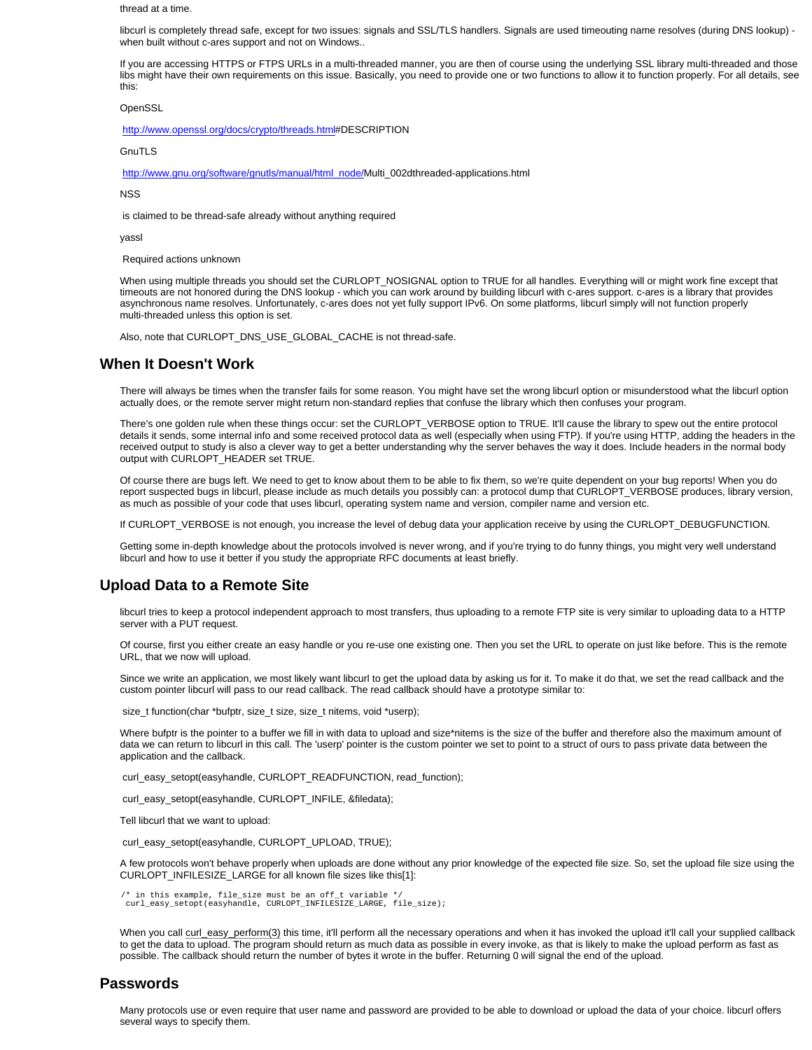thread at a time.

libcurl is completely thread safe, except for two issues: signals and SSL/TLS handlers. Signals are used timeouting name resolves (during DNS lookup) - when built without c-ares support and not on Windows..

If you are accessing HTTPS or FTPS URLs in a multi-threaded manner, you are then of course using the underlying SSL library multi-threaded and those libs might have their own requirements on this issue. Basically, you need to provide one or two functions to allow it to function properly. For all details, see this:

OpenSSL

http://www.openssl.org/docs/crypto/threads.html#DESCRIPTION

GnuTLS

http://www.gnu.org/software/gnutls/manual/html_node/Multi_002dthreaded-applications.html

NSS

is claimed to be thread-safe already without anything required

yassl

Required actions unknown

When using multiple threads you should set the CURLOPT_NOSIGNAL option to TRUE for all handles. Everything will or might work fine except that timeouts are not honored during the DNS lookup - which you can work around by building libcurl with c-ares support. c-ares is a library that provides asynchronous name resolves. Unfortunately, c-ares does not yet fully support IPv6. On some platforms, libcurl simply will not function properly multi-threaded unless this option is set.

Also, note that CURLOPT_DNS_USE_GLOBAL_CACHE is not thread-safe.

## When It Doesn't Work

There will always be times when the transfer fails for some reason. You might have set the wrong libcurl option or misunderstood what the libcurl option actually does, or the remote server might return non-standard replies that confuse the library which then confuses your program.

There's one golden rule when these things occur: set the CURLOPT_VERBOSE option to TRUE. It'll cause the library to spew out the entire protocol details it sends, some internal info and some received protocol data as well (especially when using FTP). If you're using HTTP, adding the headers in the received output to study is also a clever way to get a better understanding why the server behaves the way it does. Include headers in the normal body output with CURLOPT_HEADER set TRUE.

Of course there are bugs left. We need to get to know about them to be able to fix them, so we're quite dependent on your bug reports! When you do report suspected bugs in libcurl, please include as much details you possibly can: a protocol dump that CURLOPT_VERBOSE produces, library version, as much as possible of your code that uses libcurl, operating system name and version, compiler name and version etc.

If CURLOPT_VERBOSE is not enough, you increase the level of debug data your application receive by using the CURLOPT_DEBUGFUNCTION.

Getting some in-depth knowledge about the protocols involved is never wrong, and if you're trying to do funny things, you might very well understand libcurl and how to use it better if you study the appropriate RFC documents at least briefly.

## Upload Data to a Remote Site

libcurl tries to keep a protocol independent approach to most transfers, thus uploading to a remote FTP site is very similar to uploading data to a HTTP server with a PUT request.

Of course, first you either create an easy handle or you re-use one existing one. Then you set the URL to operate on just like before. This is the remote URL, that we now will upload.

Since we write an application, we most likely want libcurl to get the upload data by asking us for it. To make it do that, we set the read callback and the custom pointer libcurl will pass to our read callback. The read callback should have a prototype similar to:

```
size_t function(char *bufptr, size_t size, size_t nitems, void *userp);
```

Where bufptr is the pointer to a buffer we fill in with data to upload and size*nitems is the size of the buffer and therefore also the maximum amount of data we can return to libcurl in this call. The 'userp' pointer is the custom pointer we set to point to a struct of ours to pass private data between the application and the callback.

```
curl_easy_setopt(easyhandle, CURLOPT_READFUNCTION, read_function);
```

```
curl_easy_setopt(easyhandle, CURLOPT_INFILE, &filedata);
```

Tell libcurl that we want to upload:

```
curl_easy_setopt(easyhandle, CURLOPT_UPLOAD, TRUE);
```

A few protocols won't behave properly when uploads are done without any prior knowledge of the expected file size. So, set the upload file size using the CURLOPT_INFILESIZE_LARGE for all known file sizes like this[1]:

```
/* in this example, file_size must be an off_t variable */
 curl_easy_setopt(easyhandle, CURLOPT_INFILESIZE_LARGE, file_size);
```

When you call curl_easy_perform(3) this time, it'll perform all the necessary operations and when it has invoked the upload it'll call your supplied callback to get the data to upload. The program should return as much data as possible in every invoke, as that is likely to make the upload perform as fast as possible. The callback should return the number of bytes it wrote in the buffer. Returning 0 will signal the end of the upload.

## Passwords

Many protocols use or even require that user name and password are provided to be able to download or upload the data of your choice. libcurl offers several ways to specify them.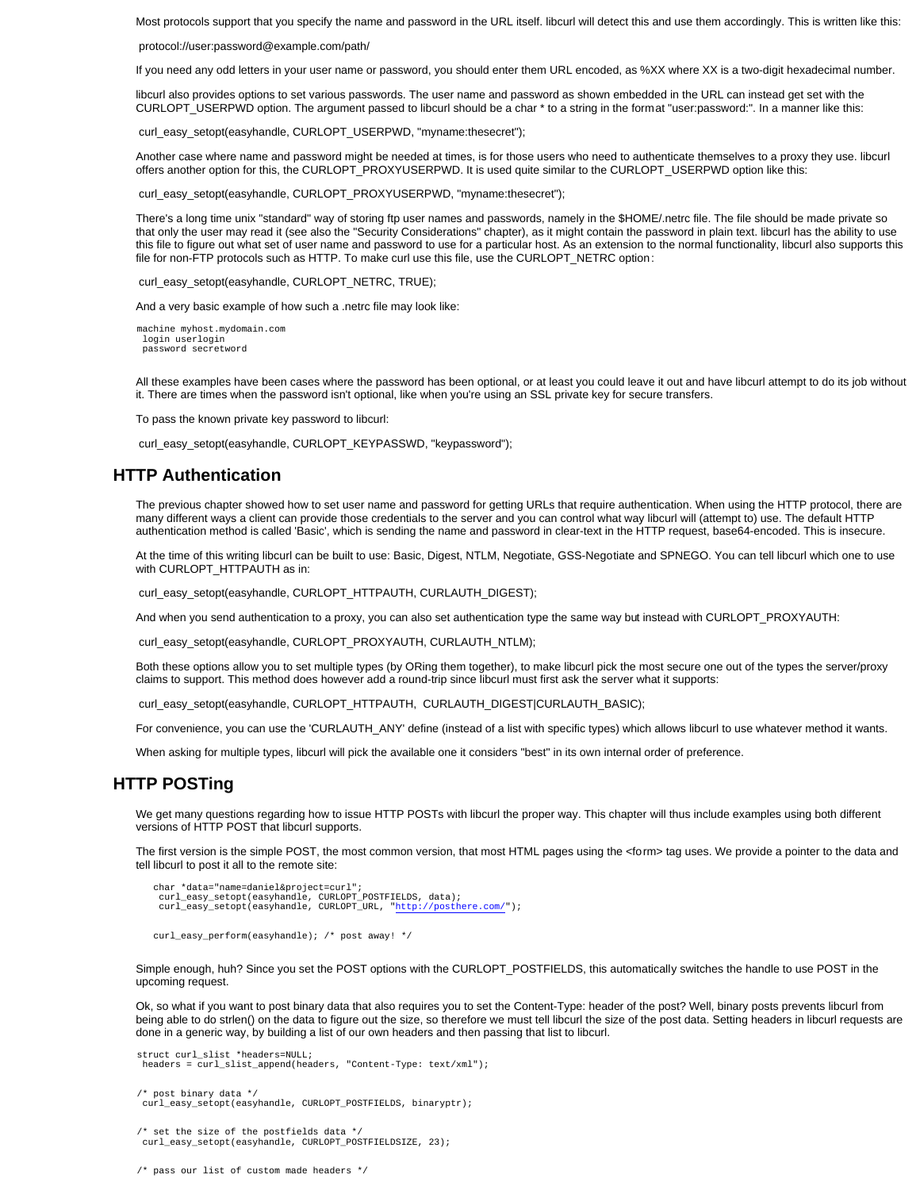Most protocols support that you specify the name and password in the URL itself. libcurl will detect this and use them accordingly. This is written like this:

protocol://user:password@example.com/path/

If you need any odd letters in your user name or password, you should enter them URL encoded, as %XX where XX is a two-digit hexadecimal number.

libcurl also provides options to set various passwords. The user name and password as shown embedded in the URL can instead get set with the CURLOPT_USERPWD option. The argument passed to libcurl should be a char * to a string in the format "user:password:". In a manner like this:

```
curl_easy_setopt(easyhandle, CURLOPT_USERPWD, "myname:thesecret");
```

Another case where name and password might be needed at times, is for those users who need to authenticate themselves to a proxy they use. libcurl offers another option for this, the CURLOPT_PROXYUSERPWD. It is used quite similar to the CURLOPT_USERPWD option like this:

```
curl_easy_setopt(easyhandle, CURLOPT_PROXYUSERPWD, "myname:thesecret");
```

There's a long time unix "standard" way of storing ftp user names and passwords, namely in the $HOME/.netrc file. The file should be made private so that only the user may read it (see also the "Security Considerations" chapter), as it might contain the password in plain text. libcurl has the ability to use this file to figure out what set of user name and password to use for a particular host. As an extension to the normal functionality, libcurl also supports this file for non-FTP protocols such as HTTP. To make curl use this file, use the CURLOPT_NETRC option:

```
curl_easy_setopt(easyhandle, CURLOPT_NETRC, TRUE);
```

And a very basic example of how such a .netrc file may look like:

```
machine myhost.mydomain.com
 login userlogin
 password secretword
```

All these examples have been cases where the password has been optional, or at least you could leave it out and have libcurl attempt to do its job without it. There are times when the password isn't optional, like when you're using an SSL private key for secure transfers.

To pass the known private key password to libcurl:

```
curl_easy_setopt(easyhandle, CURLOPT_KEYPASSWD, "keypassword");
```

## HTTP Authentication

The previous chapter showed how to set user name and password for getting URLs that require authentication. When using the HTTP protocol, there are many different ways a client can provide those credentials to the server and you can control what way libcurl will (attempt to) use. The default HTTP authentication method is called 'Basic', which is sending the name and password in clear-text in the HTTP request, base64-encoded. This is insecure.

At the time of this writing libcurl can be built to use: Basic, Digest, NTLM, Negotiate, GSS-Negotiate and SPNEGO. You can tell libcurl which one to use with CURLOPT_HTTPAUTH as in:

```
curl_easy_setopt(easyhandle, CURLOPT_HTTPAUTH, CURLAUTH_DIGEST);
```

And when you send authentication to a proxy, you can also set authentication type the same way but instead with CURLOPT_PROXYAUTH:

```
curl_easy_setopt(easyhandle, CURLOPT_PROXYAUTH, CURLAUTH_NTLM);
```

Both these options allow you to set multiple types (by ORing them together), to make libcurl pick the most secure one out of the types the server/proxy claims to support. This method does however add a round-trip since libcurl must first ask the server what it supports:

```
curl_easy_setopt(easyhandle, CURLOPT_HTTPAUTH,  CURLAUTH_DIGEST|CURLAUTH_BASIC);
```

For convenience, you can use the 'CURLAUTH_ANY' define (instead of a list with specific types) which allows libcurl to use whatever method it wants.

When asking for multiple types, libcurl will pick the available one it considers "best" in its own internal order of preference.

## HTTP POSTing

We get many questions regarding how to issue HTTP POSTs with libcurl the proper way. This chapter will thus include examples using both different versions of HTTP POST that libcurl supports.

The first version is the simple POST, the most common version, that most HTML pages using the <form> tag uses. We provide a pointer to the data and tell libcurl to post it all to the remote site:

```
char *data="name=daniel&project=curl";
 curl_easy_setopt(easyhandle, CURLOPT_POSTFIELDS, data);
 curl_easy_setopt(easyhandle, CURLOPT_URL, "http://posthere.com/");

curl_easy_perform(easyhandle); /* post away! */
```

Simple enough, huh? Since you set the POST options with the CURLOPT_POSTFIELDS, this automatically switches the handle to use POST in the upcoming request.

Ok, so what if you want to post binary data that also requires you to set the Content-Type: header of the post? Well, binary posts prevents libcurl from being able to do strlen() on the data to figure out the size, so therefore we must tell libcurl the size of the post data. Setting headers in libcurl requests are done in a generic way, by building a list of our own headers and then passing that list to libcurl.

```
struct curl_slist *headers=NULL;
 headers = curl_slist_append(headers, "Content-Type: text/xml");

/* post binary data */
 curl_easy_setopt(easyhandle, CURLOPT_POSTFIELDS, binaryptr);

/* set the size of the postfields data */
 curl_easy_setopt(easyhandle, CURLOPT_POSTFIELDSIZE, 23);

/* pass our list of custom made headers */
```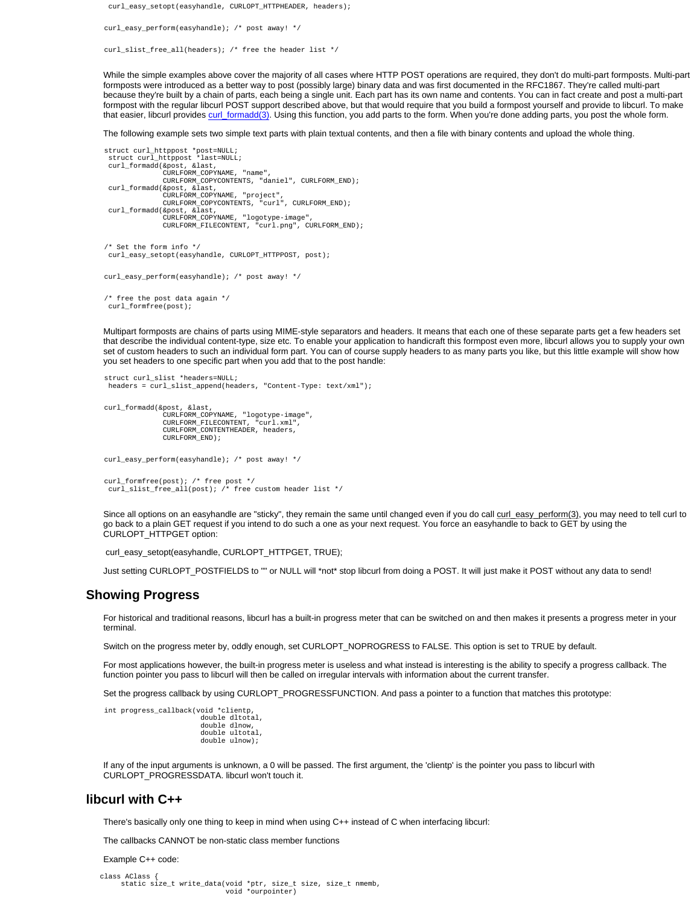```
curl_easy_setopt(easyhandle, CURLOPT_HTTPHEADER, headers);

curl_easy_perform(easyhandle); /* post away! */

curl_slist_free_all(headers); /* free the header list */
```

While the simple examples above cover the majority of all cases where HTTP POST operations are required, they don't do multi-part formposts. Multi-part formposts were introduced as a better way to post (possibly large) binary data and was first documented in the RFC1867. They're called multi-part because they're built by a chain of parts, each being a single unit. Each part has its own name and contents. You can in fact create and post a multi-part formpost with the regular libcurl POST support described above, but that would require that you build a formpost yourself and provide to libcurl. To make that easier, libcurl provides curl_formadd(3). Using this function, you add parts to the form. When you're done adding parts, you post the whole form.

The following example sets two simple text parts with plain textual contents, and then a file with binary contents and upload the whole thing.

```
struct curl_httppost *post=NULL;
 struct curl_httppost *last=NULL;
 curl_formadd(&post, &last,
              CURLFORM_COPYNAME, "name",
              CURLFORM_COPYCONTENTS, "daniel", CURLFORM_END);
 curl_formadd(&post, &last,
              CURLFORM_COPYNAME, "project",
              CURLFORM_COPYCONTENTS, "curl", CURLFORM_END);
 curl_formadd(&post, &last,
              CURLFORM_COPYNAME, "logotype-image",
              CURLFORM_FILECONTENT, "curl.png", CURLFORM_END);

/* Set the form info */
 curl_easy_setopt(easyhandle, CURLOPT_HTTPPOST, post);

curl_easy_perform(easyhandle); /* post away! */

/* free the post data again */
 curl_formfree(post);
```

Multipart formposts are chains of parts using MIME-style separators and headers. It means that each one of these separate parts get a few headers set that describe the individual content-type, size etc. To enable your application to handicraft this formpost even more, libcurl allows you to supply your own set of custom headers to such an individual form part. You can of course supply headers to as many parts you like, but this little example will show how you set headers to one specific part when you add that to the post handle:

```
struct curl_slist *headers=NULL;
 headers = curl_slist_append(headers, "Content-Type: text/xml");

curl_formadd(&post, &last,
              CURLFORM_COPYNAME, "logotype-image",
              CURLFORM_FILECONTENT, "curl.xml",
              CURLFORM_CONTENTHEADER, headers,
              CURLFORM_END);

curl_easy_perform(easyhandle); /* post away! */

curl_formfree(post); /* free post */
 curl_slist_free_all(post); /* free custom header list */
```

Since all options on an easyhandle are "sticky", they remain the same until changed even if you do call curl_easy_perform(3), you may need to tell curl to go back to a plain GET request if you intend to do such a one as your next request. You force an easyhandle to back to GET by using the CURLOPT_HTTPGET option:

```
curl_easy_setopt(easyhandle, CURLOPT_HTTPGET, TRUE);
```

Just setting CURLOPT_POSTFIELDS to "" or NULL will *not* stop libcurl from doing a POST. It will just make it POST without any data to send!

## Showing Progress

For historical and traditional reasons, libcurl has a built-in progress meter that can be switched on and then makes it presents a progress meter in your terminal.

Switch on the progress meter by, oddly enough, set CURLOPT_NOPROGRESS to FALSE. This option is set to TRUE by default.

For most applications however, the built-in progress meter is useless and what instead is interesting is the ability to specify a progress callback. The function pointer you pass to libcurl will then be called on irregular intervals with information about the current transfer.

Set the progress callback by using CURLOPT_PROGRESSFUNCTION. And pass a pointer to a function that matches this prototype:

```
int progress_callback(void *clientp,
                      double dltotal,
                      double dlnow,
                      double ultotal,
                      double ulnow);
```

If any of the input arguments is unknown, a 0 will be passed. The first argument, the 'clientp' is the pointer you pass to libcurl with CURLOPT_PROGRESSDATA. libcurl won't touch it.

## libcurl with C++

There's basically only one thing to keep in mind when using C++ instead of C when interfacing libcurl:

The callbacks CANNOT be non-static class member functions

Example C++ code:

```
class AClass {
     static size_t write_data(void *ptr, size_t size, size_t nmemb,
                              void *ourpointer)
```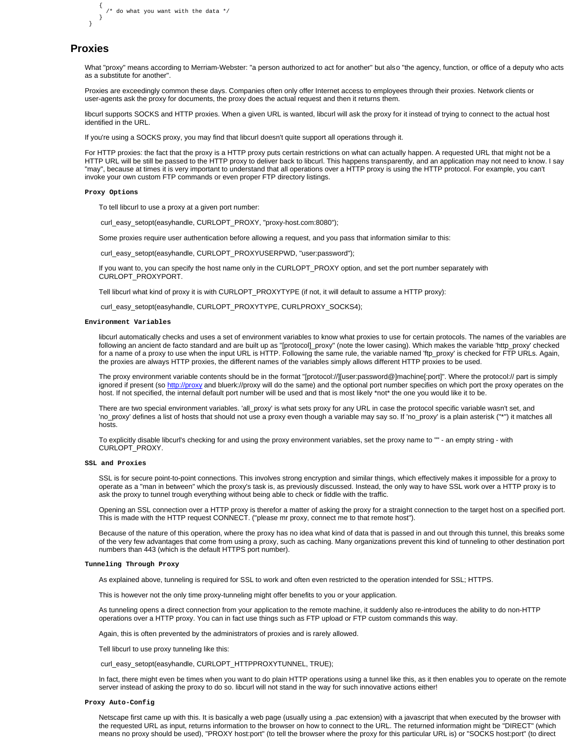```
    {
      /* do what you want with the data */
    }
}
```

## Proxies

What "proxy" means according to Merriam-Webster: "a person authorized to act for another" but also "the agency, function, or office of a deputy who acts as a substitute for another".

Proxies are exceedingly common these days. Companies often only offer Internet access to employees through their proxies. Network clients or user-agents ask the proxy for documents, the proxy does the actual request and then it returns them.

libcurl supports SOCKS and HTTP proxies. When a given URL is wanted, libcurl will ask the proxy for it instead of trying to connect to the actual host identified in the URL.

If you're using a SOCKS proxy, you may find that libcurl doesn't quite support all operations through it.

For HTTP proxies: the fact that the proxy is a HTTP proxy puts certain restrictions on what can actually happen. A requested URL that might not be a HTTP URL will be still be passed to the HTTP proxy to deliver back to libcurl. This happens transparently, and an application may not need to know. I say "may", because at times it is very important to understand that all operations over a HTTP proxy is using the HTTP protocol. For example, you can't invoke your own custom FTP commands or even proper FTP directory listings.

### Proxy Options

To tell libcurl to use a proxy at a given port number:

```
curl_easy_setopt(easyhandle, CURLOPT_PROXY, "proxy-host.com:8080");
```

Some proxies require user authentication before allowing a request, and you pass that information similar to this:

```
curl_easy_setopt(easyhandle, CURLOPT_PROXYUSERPWD, "user:password");
```

If you want to, you can specify the host name only in the CURLOPT_PROXY option, and set the port number separately with CURLOPT_PROXYPORT.

Tell libcurl what kind of proxy it is with CURLOPT_PROXYTYPE (if not, it will default to assume a HTTP proxy):

```
curl_easy_setopt(easyhandle, CURLOPT_PROXYTYPE, CURLPROXY_SOCKS4);
```

### Environment Variables

libcurl automatically checks and uses a set of environment variables to know what proxies to use for certain protocols. The names of the variables are following an ancient de facto standard and are built up as "[protocol]_proxy" (note the lower casing). Which makes the variable 'http_proxy' checked for a name of a proxy to use when the input URL is HTTP. Following the same rule, the variable named 'ftp_proxy' is checked for FTP URLs. Again, the proxies are always HTTP proxies, the different names of the variables simply allows different HTTP proxies to be used.

The proxy environment variable contents should be in the format "[protocol://][user:password@]machine[:port]". Where the protocol:// part is simply ignored if present (so http://proxy and bluerk://proxy will do the same) and the optional port number specifies on which port the proxy operates on the host. If not specified, the internal default port number will be used and that is most likely *not* the one you would like it to be.

There are two special environment variables. 'all_proxy' is what sets proxy for any URL in case the protocol specific variable wasn't set, and 'no_proxy' defines a list of hosts that should not use a proxy even though a variable may say so. If 'no_proxy' is a plain asterisk ("*") it matches all hosts.

To explicitly disable libcurl's checking for and using the proxy environment variables, set the proxy name to "" - an empty string - with CURLOPT_PROXY.

### SSL and Proxies

SSL is for secure point-to-point connections. This involves strong encryption and similar things, which effectively makes it impossible for a proxy to operate as a "man in between" which the proxy's task is, as previously discussed. Instead, the only way to have SSL work over a HTTP proxy is to ask the proxy to tunnel trough everything without being able to check or fiddle with the traffic.

Opening an SSL connection over a HTTP proxy is therefor a matter of asking the proxy for a straight connection to the target host on a specified port. This is made with the HTTP request CONNECT. ("please mr proxy, connect me to that remote host").

Because of the nature of this operation, where the proxy has no idea what kind of data that is passed in and out through this tunnel, this breaks some of the very few advantages that come from using a proxy, such as caching. Many organizations prevent this kind of tunneling to other destination port numbers than 443 (which is the default HTTPS port number).

### Tunneling Through Proxy

As explained above, tunneling is required for SSL to work and often even restricted to the operation intended for SSL; HTTPS.

This is however not the only time proxy-tunneling might offer benefits to you or your application.

As tunneling opens a direct connection from your application to the remote machine, it suddenly also re-introduces the ability to do non-HTTP operations over a HTTP proxy. You can in fact use things such as FTP upload or FTP custom commands this way.

Again, this is often prevented by the administrators of proxies and is rarely allowed.

Tell libcurl to use proxy tunneling like this:

```
curl_easy_setopt(easyhandle, CURLOPT_HTTPPROXYTUNNEL, TRUE);
```

In fact, there might even be times when you want to do plain HTTP operations using a tunnel like this, as it then enables you to operate on the remote server instead of asking the proxy to do so. libcurl will not stand in the way for such innovative actions either!

### Proxy Auto-Config

Netscape first came up with this. It is basically a web page (usually using a .pac extension) with a javascript that when executed by the browser with the requested URL as input, returns information to the browser on how to connect to the URL. The returned information might be "DIRECT" (which means no proxy should be used), "PROXY host:port" (to tell the browser where the proxy for this particular URL is) or "SOCKS host:port" (to direct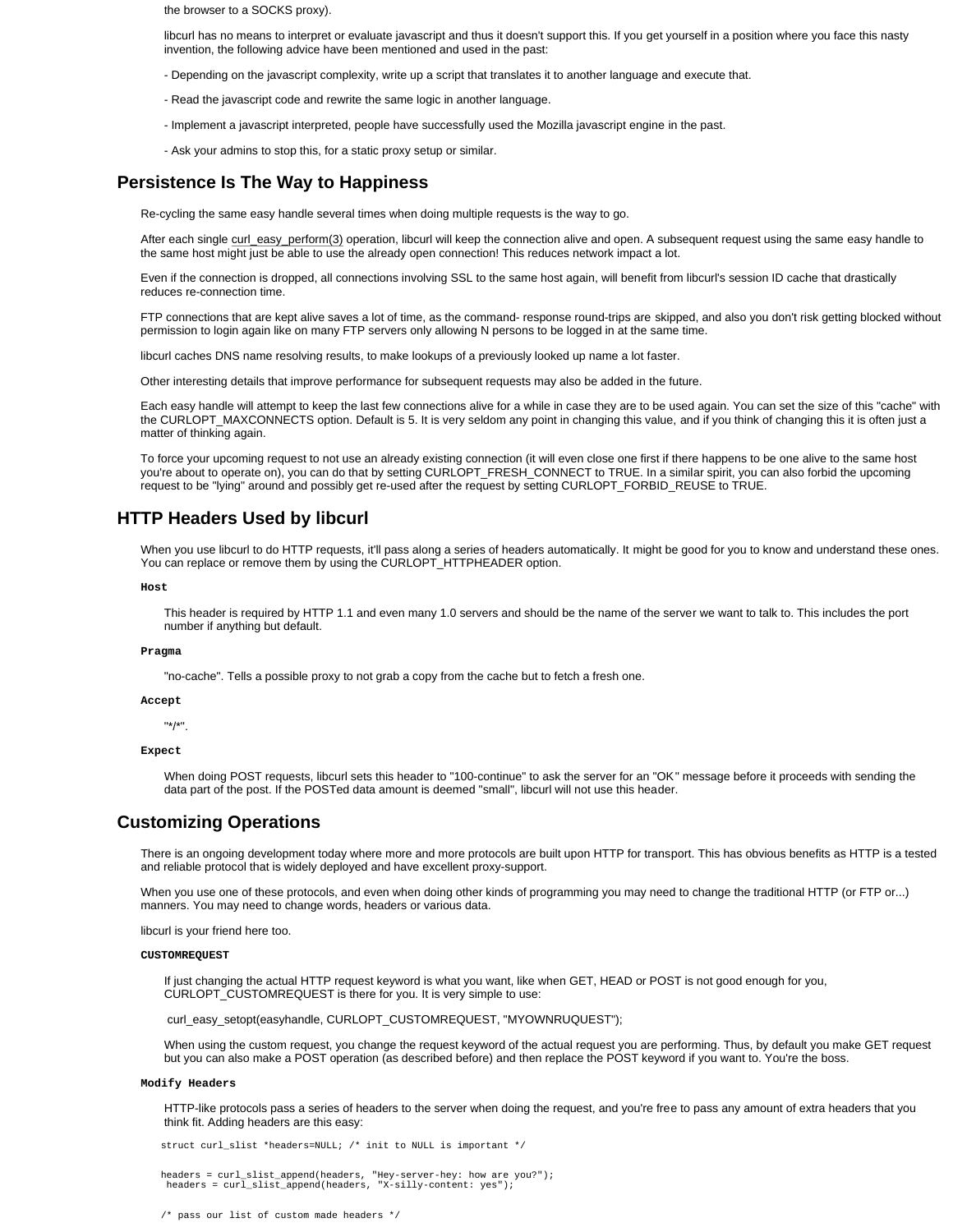the browser to a SOCKS proxy).

libcurl has no means to interpret or evaluate javascript and thus it doesn't support this. If you get yourself in a position where you face this nasty invention, the following advice have been mentioned and used in the past:

- Depending on the javascript complexity, write up a script that translates it to another language and execute that.

- Read the javascript code and rewrite the same logic in another language.

- Implement a javascript interpreted, people have successfully used the Mozilla javascript engine in the past.

- Ask your admins to stop this, for a static proxy setup or similar.

## Persistence Is The Way to Happiness

Re-cycling the same easy handle several times when doing multiple requests is the way to go.

After each single curl_easy_perform(3) operation, libcurl will keep the connection alive and open. A subsequent request using the same easy handle to the same host might just be able to use the already open connection! This reduces network impact a lot.

Even if the connection is dropped, all connections involving SSL to the same host again, will benefit from libcurl's session ID cache that drastically reduces re-connection time.

FTP connections that are kept alive saves a lot of time, as the command- response round-trips are skipped, and also you don't risk getting blocked without permission to login again like on many FTP servers only allowing N persons to be logged in at the same time.

libcurl caches DNS name resolving results, to make lookups of a previously looked up name a lot faster.

Other interesting details that improve performance for subsequent requests may also be added in the future.

Each easy handle will attempt to keep the last few connections alive for a while in case they are to be used again. You can set the size of this "cache" with the CURLOPT_MAXCONNECTS option. Default is 5. It is very seldom any point in changing this value, and if you think of changing this it is often just a matter of thinking again.

To force your upcoming request to not use an already existing connection (it will even close one first if there happens to be one alive to the same host you're about to operate on), you can do that by setting CURLOPT_FRESH_CONNECT to TRUE. In a similar spirit, you can also forbid the upcoming request to be "lying" around and possibly get re-used after the request by setting CURLOPT_FORBID_REUSE to TRUE.

## HTTP Headers Used by libcurl

When you use libcurl to do HTTP requests, it'll pass along a series of headers automatically. It might be good for you to know and understand these ones. You can replace or remove them by using the CURLOPT_HTTPHEADER option.

**Host**

This header is required by HTTP 1.1 and even many 1.0 servers and should be the name of the server we want to talk to. This includes the port number if anything but default.

**Pragma**

"no-cache". Tells a possible proxy to not grab a copy from the cache but to fetch a fresh one.

**Accept**

"*/*".

**Expect**

When doing POST requests, libcurl sets this header to "100-continue" to ask the server for an "OK" message before it proceeds with sending the data part of the post. If the POSTed data amount is deemed "small", libcurl will not use this header.

## Customizing Operations

There is an ongoing development today where more and more protocols are built upon HTTP for transport. This has obvious benefits as HTTP is a tested and reliable protocol that is widely deployed and have excellent proxy-support.

When you use one of these protocols, and even when doing other kinds of programming you may need to change the traditional HTTP (or FTP or...) manners. You may need to change words, headers or various data.

libcurl is your friend here too.

**CUSTOMREQUEST**

If just changing the actual HTTP request keyword is what you want, like when GET, HEAD or POST is not good enough for you, CURLOPT_CUSTOMREQUEST is there for you. It is very simple to use:

```
curl_easy_setopt(easyhandle, CURLOPT_CUSTOMREQUEST, "MYOWNRUQUEST");
```

When using the custom request, you change the request keyword of the actual request you are performing. Thus, by default you make GET request but you can also make a POST operation (as described before) and then replace the POST keyword if you want to. You're the boss.

**Modify Headers**

HTTP-like protocols pass a series of headers to the server when doing the request, and you're free to pass any amount of extra headers that you think fit. Adding headers are this easy:

```
struct curl_slist *headers=NULL; /* init to NULL is important */

headers = curl_slist_append(headers, "Hey-server-hey: how are you?");
 headers = curl_slist_append(headers, "X-silly-content: yes");

/* pass our list of custom made headers */
```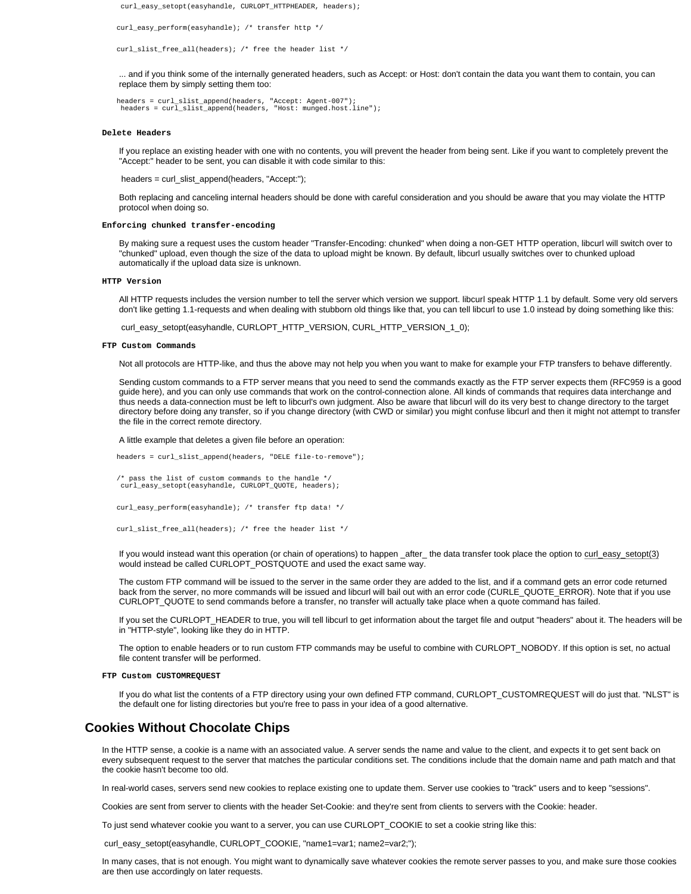```
 curl_easy_setopt(easyhandle, CURLOPT_HTTPHEADER, headers);

curl_easy_perform(easyhandle); /* transfer http */

curl_slist_free_all(headers); /* free the header list */
```

... and if you think some of the internally generated headers, such as Accept: or Host: don't contain the data you want them to contain, you can replace them by simply setting them too:

```
headers = curl_slist_append(headers, "Accept: Agent-007");
 headers = curl_slist_append(headers, "Host: munged.host.line");
```

### Delete Headers

If you replace an existing header with one with no contents, you will prevent the header from being sent. Like if you want to completely prevent the "Accept:" header to be sent, you can disable it with code similar to this:

```
 headers = curl_slist_append(headers, "Accept:");
```

Both replacing and canceling internal headers should be done with careful consideration and you should be aware that you may violate the HTTP protocol when doing so.

### Enforcing chunked transfer-encoding

By making sure a request uses the custom header "Transfer-Encoding: chunked" when doing a non-GET HTTP operation, libcurl will switch over to "chunked" upload, even though the size of the data to upload might be known. By default, libcurl usually switches over to chunked upload automatically if the upload data size is unknown.

### HTTP Version

All HTTP requests includes the version number to tell the server which version we support. libcurl speak HTTP 1.1 by default. Some very old servers don't like getting 1.1-requests and when dealing with stubborn old things like that, you can tell libcurl to use 1.0 instead by doing something like this:

```
 curl_easy_setopt(easyhandle, CURLOPT_HTTP_VERSION, CURL_HTTP_VERSION_1_0);
```

### FTP Custom Commands

Not all protocols are HTTP-like, and thus the above may not help you when you want to make for example your FTP transfers to behave differently.

Sending custom commands to a FTP server means that you need to send the commands exactly as the FTP server expects them (RFC959 is a good guide here), and you can only use commands that work on the control-connection alone. All kinds of commands that requires data interchange and thus needs a data-connection must be left to libcurl's own judgment. Also be aware that libcurl will do its very best to change directory to the target directory before doing any transfer, so if you change directory (with CWD or similar) you might confuse libcurl and then it might not attempt to transfer the file in the correct remote directory.

A little example that deletes a given file before an operation:

```
headers = curl_slist_append(headers, "DELE file-to-remove");

/* pass the list of custom commands to the handle */
 curl_easy_setopt(easyhandle, CURLOPT_QUOTE, headers);

curl_easy_perform(easyhandle); /* transfer ftp data! */

curl_slist_free_all(headers); /* free the header list */
```

If you would instead want this operation (or chain of operations) to happen _after_ the data transfer took place the option to curl_easy_setopt(3) would instead be called CURLOPT_POSTQUOTE and used the exact same way.

The custom FTP command will be issued to the server in the same order they are added to the list, and if a command gets an error code returned back from the server, no more commands will be issued and libcurl will bail out with an error code (CURLE_QUOTE_ERROR). Note that if you use CURLOPT_QUOTE to send commands before a transfer, no transfer will actually take place when a quote command has failed.

If you set the CURLOPT_HEADER to true, you will tell libcurl to get information about the target file and output "headers" about it. The headers will be in "HTTP-style", looking like they do in HTTP.

The option to enable headers or to run custom FTP commands may be useful to combine with CURLOPT_NOBODY. If this option is set, no actual file content transfer will be performed.

### FTP Custom CUSTOMREQUEST

If you do what list the contents of a FTP directory using your own defined FTP command, CURLOPT_CUSTOMREQUEST will do just that. "NLST" is the default one for listing directories but you're free to pass in your idea of a good alternative.

## Cookies Without Chocolate Chips

In the HTTP sense, a cookie is a name with an associated value. A server sends the name and value to the client, and expects it to get sent back on every subsequent request to the server that matches the particular conditions set. The conditions include that the domain name and path match and that the cookie hasn't become too old.

In real-world cases, servers send new cookies to replace existing one to update them. Server use cookies to "track" users and to keep "sessions".

Cookies are sent from server to clients with the header Set-Cookie: and they're sent from clients to servers with the Cookie: header.

To just send whatever cookie you want to a server, you can use CURLOPT_COOKIE to set a cookie string like this:

```
 curl_easy_setopt(easyhandle, CURLOPT_COOKIE, "name1=var1; name2=var2;");
```

In many cases, that is not enough. You might want to dynamically save whatever cookies the remote server passes to you, and make sure those cookies are then use accordingly on later requests.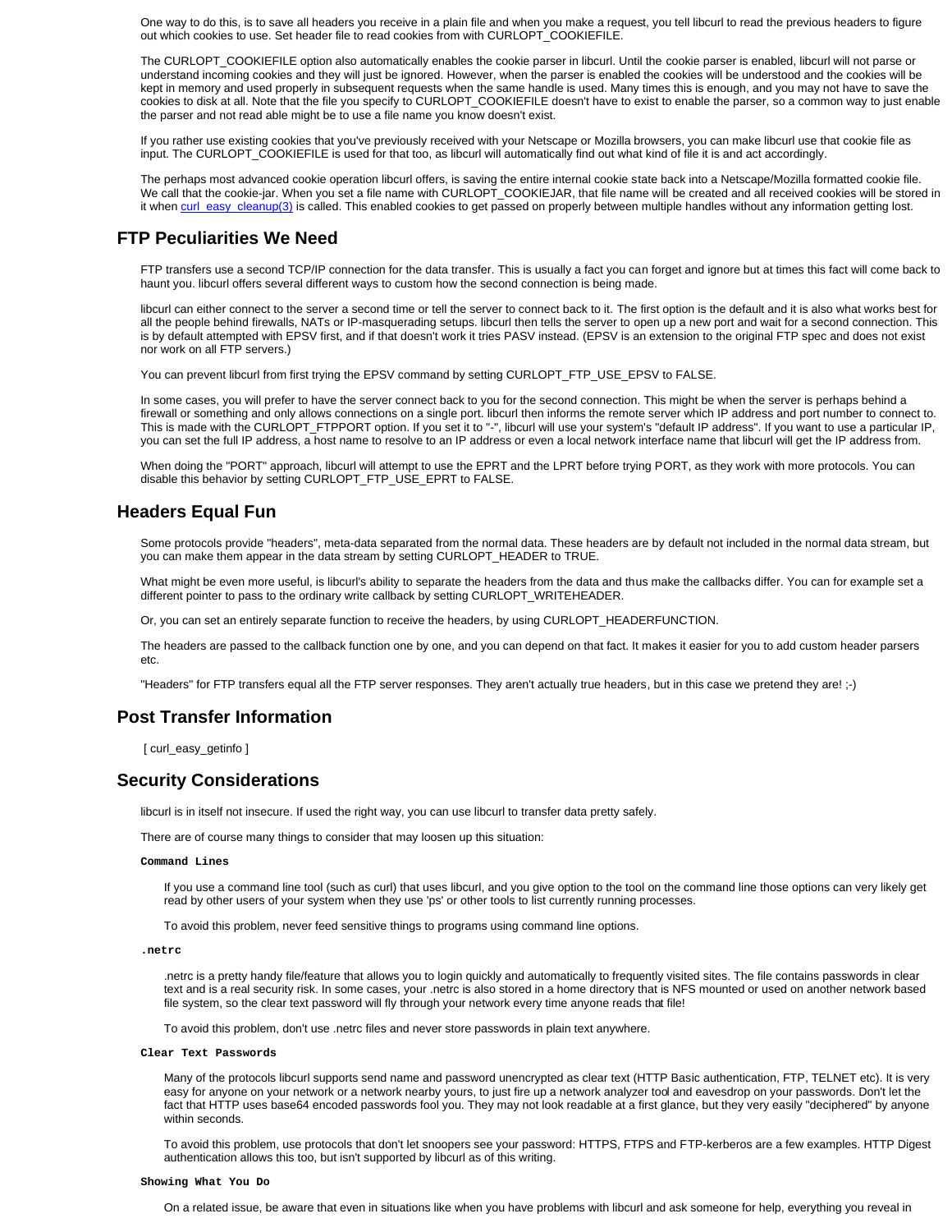One way to do this, is to save all headers you receive in a plain file and when you make a request, you tell libcurl to read the previous headers to figure out which cookies to use. Set header file to read cookies from with CURLOPT_COOKIEFILE.

The CURLOPT_COOKIEFILE option also automatically enables the cookie parser in libcurl. Until the cookie parser is enabled, libcurl will not parse or understand incoming cookies and they will just be ignored. However, when the parser is enabled the cookies will be understood and the cookies will be kept in memory and used properly in subsequent requests when the same handle is used. Many times this is enough, and you may not have to save the cookies to disk at all. Note that the file you specify to CURLOPT_COOKIEFILE doesn't have to exist to enable the parser, so a common way to just enable the parser and not read able might be to use a file name you know doesn't exist.

If you rather use existing cookies that you've previously received with your Netscape or Mozilla browsers, you can make libcurl use that cookie file as input. The CURLOPT_COOKIEFILE is used for that too, as libcurl will automatically find out what kind of file it is and act accordingly.

The perhaps most advanced cookie operation libcurl offers, is saving the entire internal cookie state back into a Netscape/Mozilla formatted cookie file. We call that the cookie-jar. When you set a file name with CURLOPT_COOKIEJAR, that file name will be created and all received cookies will be stored in it when curl_easy_cleanup(3) is called. This enabled cookies to get passed on properly between multiple handles without any information getting lost.

## FTP Peculiarities We Need

FTP transfers use a second TCP/IP connection for the data transfer. This is usually a fact you can forget and ignore but at times this fact will come back to haunt you. libcurl offers several different ways to custom how the second connection is being made.

libcurl can either connect to the server a second time or tell the server to connect back to it. The first option is the default and it is also what works best for all the people behind firewalls, NATs or IP-masquerading setups. libcurl then tells the server to open up a new port and wait for a second connection. This is by default attempted with EPSV first, and if that doesn't work it tries PASV instead. (EPSV is an extension to the original FTP spec and does not exist nor work on all FTP servers.)

You can prevent libcurl from first trying the EPSV command by setting CURLOPT_FTP_USE_EPSV to FALSE.

In some cases, you will prefer to have the server connect back to you for the second connection. This might be when the server is perhaps behind a firewall or something and only allows connections on a single port. libcurl then informs the remote server which IP address and port number to connect to. This is made with the CURLOPT_FTPPORT option. If you set it to "-", libcurl will use your system's "default IP address". If you want to use a particular IP, you can set the full IP address, a host name to resolve to an IP address or even a local network interface name that libcurl will get the IP address from.

When doing the "PORT" approach, libcurl will attempt to use the EPRT and the LPRT before trying PORT, as they work with more protocols. You can disable this behavior by setting CURLOPT_FTP_USE_EPRT to FALSE.

## Headers Equal Fun

Some protocols provide "headers", meta-data separated from the normal data. These headers are by default not included in the normal data stream, but you can make them appear in the data stream by setting CURLOPT_HEADER to TRUE.

What might be even more useful, is libcurl's ability to separate the headers from the data and thus make the callbacks differ. You can for example set a different pointer to pass to the ordinary write callback by setting CURLOPT_WRITEHEADER.

Or, you can set an entirely separate function to receive the headers, by using CURLOPT_HEADERFUNCTION.

The headers are passed to the callback function one by one, and you can depend on that fact. It makes it easier for you to add custom header parsers etc.

"Headers" for FTP transfers equal all the FTP server responses. They aren't actually true headers, but in this case we pretend they are! ;-)

## Post Transfer Information

[ curl_easy_getinfo ]

## Security Considerations

libcurl is in itself not insecure. If used the right way, you can use libcurl to transfer data pretty safely.

There are of course many things to consider that may loosen up this situation:

**Command Lines**

If you use a command line tool (such as curl) that uses libcurl, and you give option to the tool on the command line those options can very likely get read by other users of your system when they use 'ps' or other tools to list currently running processes.

To avoid this problem, never feed sensitive things to programs using command line options.

**.netrc**

.netrc is a pretty handy file/feature that allows you to login quickly and automatically to frequently visited sites. The file contains passwords in clear text and is a real security risk. In some cases, your .netrc is also stored in a home directory that is NFS mounted or used on another network based file system, so the clear text password will fly through your network every time anyone reads that file!

To avoid this problem, don't use .netrc files and never store passwords in plain text anywhere.

**Clear Text Passwords**

Many of the protocols libcurl supports send name and password unencrypted as clear text (HTTP Basic authentication, FTP, TELNET etc). It is very easy for anyone on your network or a network nearby yours, to just fire up a network analyzer tool and eavesdrop on your passwords. Don't let the fact that HTTP uses base64 encoded passwords fool you. They may not look readable at a first glance, but they very easily "deciphered" by anyone within seconds.

To avoid this problem, use protocols that don't let snoopers see your password: HTTPS, FTPS and FTP-kerberos are a few examples. HTTP Digest authentication allows this too, but isn't supported by libcurl as of this writing.

**Showing What You Do**

On a related issue, be aware that even in situations like when you have problems with libcurl and ask someone for help, everything you reveal in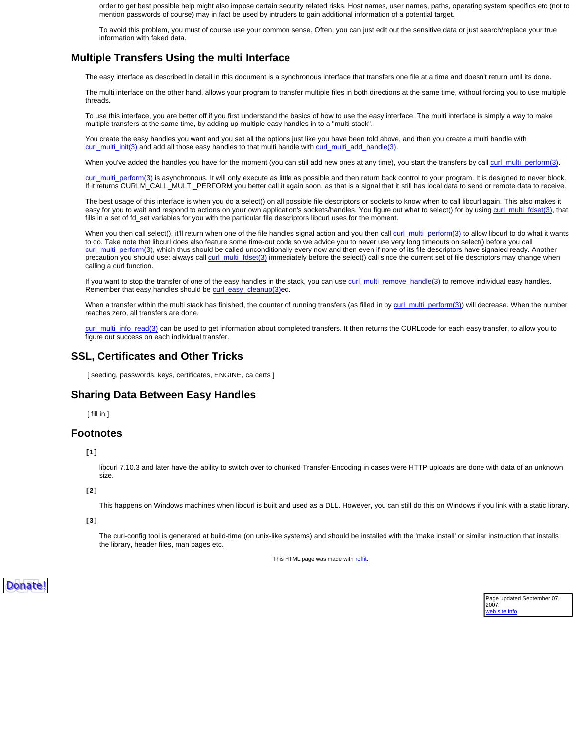order to get best possible help might also impose certain security related risks. Host names, user names, paths, operating system specifics etc (not to mention passwords of course) may in fact be used by intruders to gain additional information of a potential target.

To avoid this problem, you must of course use your common sense. Often, you can just edit out the sensitive data or just search/replace your true information with faked data.

## Multiple Transfers Using the multi Interface

The easy interface as described in detail in this document is a synchronous interface that transfers one file at a time and doesn't return until its done.

The multi interface on the other hand, allows your program to transfer multiple files in both directions at the same time, without forcing you to use multiple threads.

To use this interface, you are better off if you first understand the basics of how to use the easy interface. The multi interface is simply a way to make multiple transfers at the same time, by adding up multiple easy handles in to a "multi stack".

You create the easy handles you want and you set all the options just like you have been told above, and then you create a multi handle with curl_multi_init(3) and add all those easy handles to that multi handle with curl_multi_add_handle(3).

When you've added the handles you have for the moment (you can still add new ones at any time), you start the transfers by call curl_multi_perform(3).

curl_multi_perform(3) is asynchronous. It will only execute as little as possible and then return back control to your program. It is designed to never block. If it returns CURLM_CALL_MULTI_PERFORM you better call it again soon, as that is a signal that it still has local data to send or remote data to receive.

The best usage of this interface is when you do a select() on all possible file descriptors or sockets to know when to call libcurl again. This also makes it easy for you to wait and respond to actions on your own application's sockets/handles. You figure out what to select() for by using curl_multi_fdset(3), that fills in a set of fd_set variables for you with the particular file descriptors libcurl uses for the moment.

When you then call select(), it'll return when one of the file handles signal action and you then call curl_multi_perform(3) to allow libcurl to do what it wants to do. Take note that libcurl does also feature some time-out code so we advice you to never use very long timeouts on select() before you call curl_multi_perform(3), which thus should be called unconditionally every now and then even if none of its file descriptors have signaled ready. Another precaution you should use: always call curl_multi_fdset(3) immediately before the select() call since the current set of file descriptors may change when calling a curl function.

If you want to stop the transfer of one of the easy handles in the stack, you can use curl_multi_remove_handle(3) to remove individual easy handles. Remember that easy handles should be curl_easy_cleanup(3)ed.

When a transfer within the multi stack has finished, the counter of running transfers (as filled in by curl_multi_perform(3)) will decrease. When the number reaches zero, all transfers are done.

curl_multi_info_read(3) can be used to get information about completed transfers. It then returns the CURLcode for each easy transfer, to allow you to figure out success on each individual transfer.

## SSL, Certificates and Other Tricks

[ seeding, passwords, keys, certificates, ENGINE, ca certs ]

## Sharing Data Between Easy Handles

[ fill in ]

## Footnotes

**[1]**

libcurl 7.10.3 and later have the ability to switch over to chunked Transfer-Encoding in cases were HTTP uploads are done with data of an unknown size.

**[2]**

This happens on Windows machines when libcurl is built and used as a DLL. However, you can still do this on Windows if you link with a static library.

**[3]**

The curl-config tool is generated at build-time (on unix-like systems) and should be installed with the 'make install' or similar instruction that installs the library, header files, man pages etc.

This HTML page was made with roffit.

Donate!

Page updated September 07, 2007.
web site info